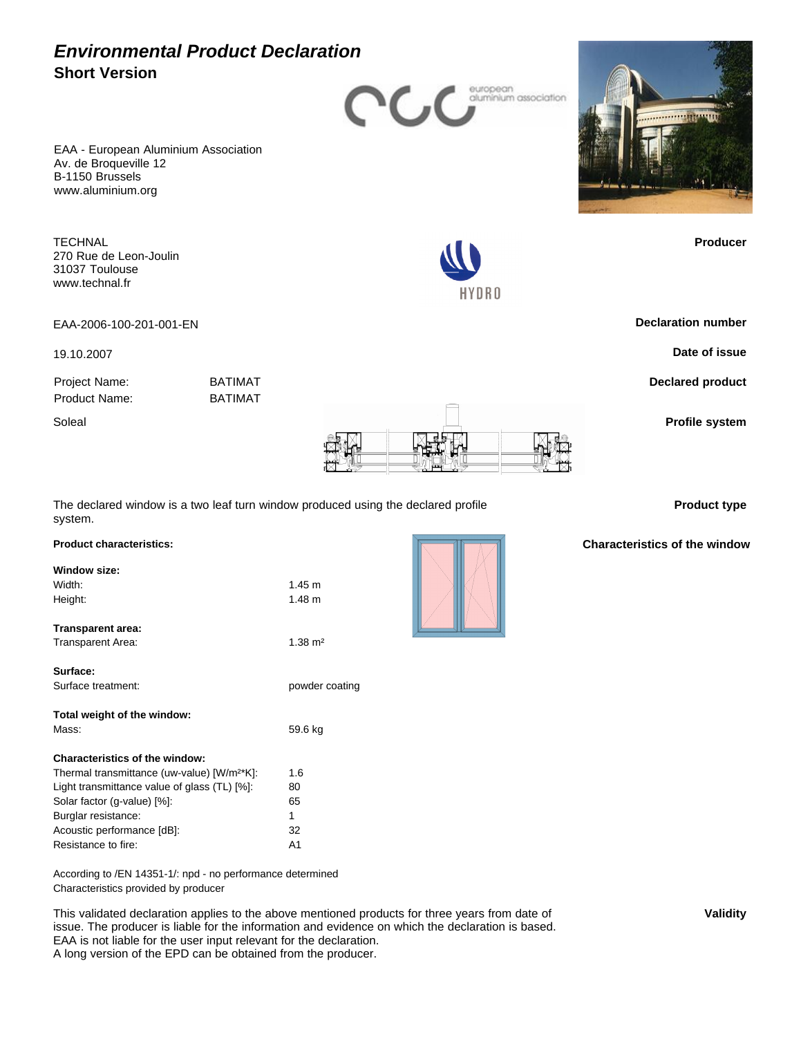# *Environmental Product Declaration*

## Short Version

EAA - European Aluminium Association
Av. de Broqueville 12
B-1150 Brussels
www.aluminium.org

**Producer**

TECHNAL
270 Rue de Leon-Joulin
31037 Toulouse
www.technal.fr

**Declaration number**

EAA-2006-100-201-001-EN

**Date of issue**

19.10.2007

**Declared product**

Project Name: BATIMAT
Product Name: BATIMAT

**Profile system**

Soleal

**Product type**

The declared window is a two leaf turn window produced using the declared profile system.

**Characteristics of the window**

**Product characteristics:**

**Window size:**

| | |
|---|---|
| Width: | 1.45 m |
| Height: | 1.48 m |

**Transparent area:**

| | |
|---|---|
| Transparent Area: | 1.38 m² |

**Surface:**

| | |
|---|---|
| Surface treatment: | powder coating |

**Total weight of the window:**

| | |
|---|---|
| Mass: | 59.6 kg |

**Characteristics of the window:**

| | |
|---|---|
| Thermal transmittance (uw-value) [W/m²*K]: | 1.6 |
| Light transmittance value of glass (TL) [%]: | 80 |
| Solar factor (g-value) [%]: | 65 |
| Burglar resistance: | 1 |
| Acoustic performance [dB]: | 32 |
| Resistance to fire: | A1 |

According to /EN 14351-1/: npd - no performance determined
Characteristics provided by producer

**Validity**

This validated declaration applies to the above mentioned products for three years from date of issue. The producer is liable for the information and evidence on which the declaration is based. EAA is not liable for the user input relevant for the declaration.
A long version of the EPD can be obtained from the producer.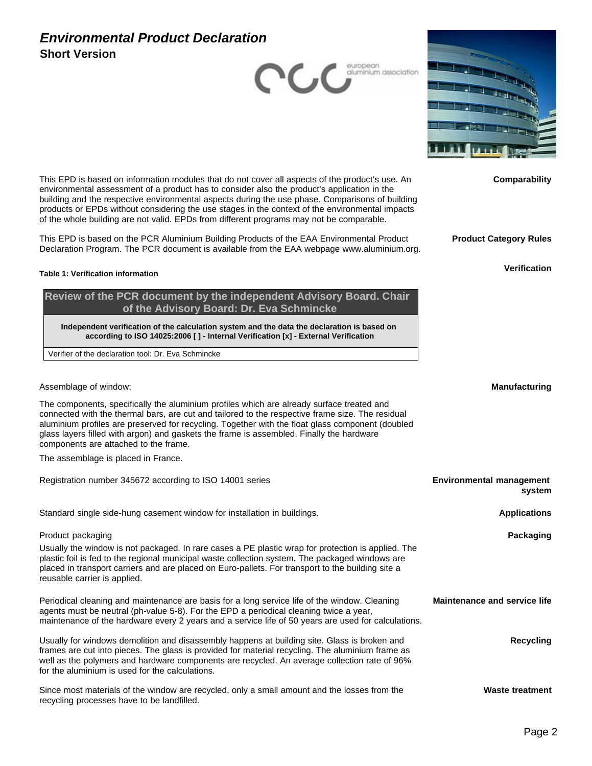# *Environmental Product Declaration*

## Short Version

**Comparability**

This EPD is based on information modules that do not cover all aspects of the product's use. An environmental assessment of a product has to consider also the product's application in the building and the respective environmental aspects during the use phase. Comparisons of building products or EPDs without considering the use stages in the context of the environmental impacts of the whole building are not valid. EPDs from different programs may not be comparable.

**Product Category Rules**

This EPD is based on the PCR Aluminium Building Products of the EAA Environmental Product Declaration Program. The PCR document is available from the EAA webpage www.aluminium.org.

**Verification**

**Table 1: Verification information**

| Review of the PCR document by the independent Advisory Board. Chair of the Advisory Board: Dr. Eva Schmincke |
|---|
| **Independent verification of the calculation system and the data the declaration is based on according to ISO 14025:2006 [ ] - Internal Verification [x] - External Verification** |
| Verifier of the declaration tool: Dr. Eva Schmincke |

**Manufacturing**

Assemblage of window:

The components, specifically the aluminium profiles which are already surface treated and connected with the thermal bars, are cut and tailored to the respective frame size. The residual aluminium profiles are preserved for recycling. Together with the float glass component (doubled glass layers filled with argon) and gaskets the frame is assembled. Finally the hardware components are attached to the frame.

The assemblage is placed in France.

**Environmental management system**

Registration number 345672 according to ISO 14001 series

**Applications**

Standard single side-hung casement window for installation in buildings.

**Packaging**

Product packaging

Usually the window is not packaged. In rare cases a PE plastic wrap for protection is applied. The plastic foil is fed to the regional municipal waste collection system. The packaged windows are placed in transport carriers and are placed on Euro-pallets. For transport to the building site a reusable carrier is applied.

**Maintenance and service life**

Periodical cleaning and maintenance are basis for a long service life of the window. Cleaning agents must be neutral (ph-value 5-8). For the EPD a periodical cleaning twice a year, maintenance of the hardware every 2 years and a service life of 50 years are used for calculations.

**Recycling**

Usually for windows demolition and disassembly happens at building site. Glass is broken and frames are cut into pieces. The glass is provided for material recycling. The aluminium frame as well as the polymers and hardware components are recycled. An average collection rate of 96% for the aluminium is used for the calculations.

**Waste treatment**

Since most materials of the window are recycled, only a small amount and the losses from the recycling processes have to be landfilled.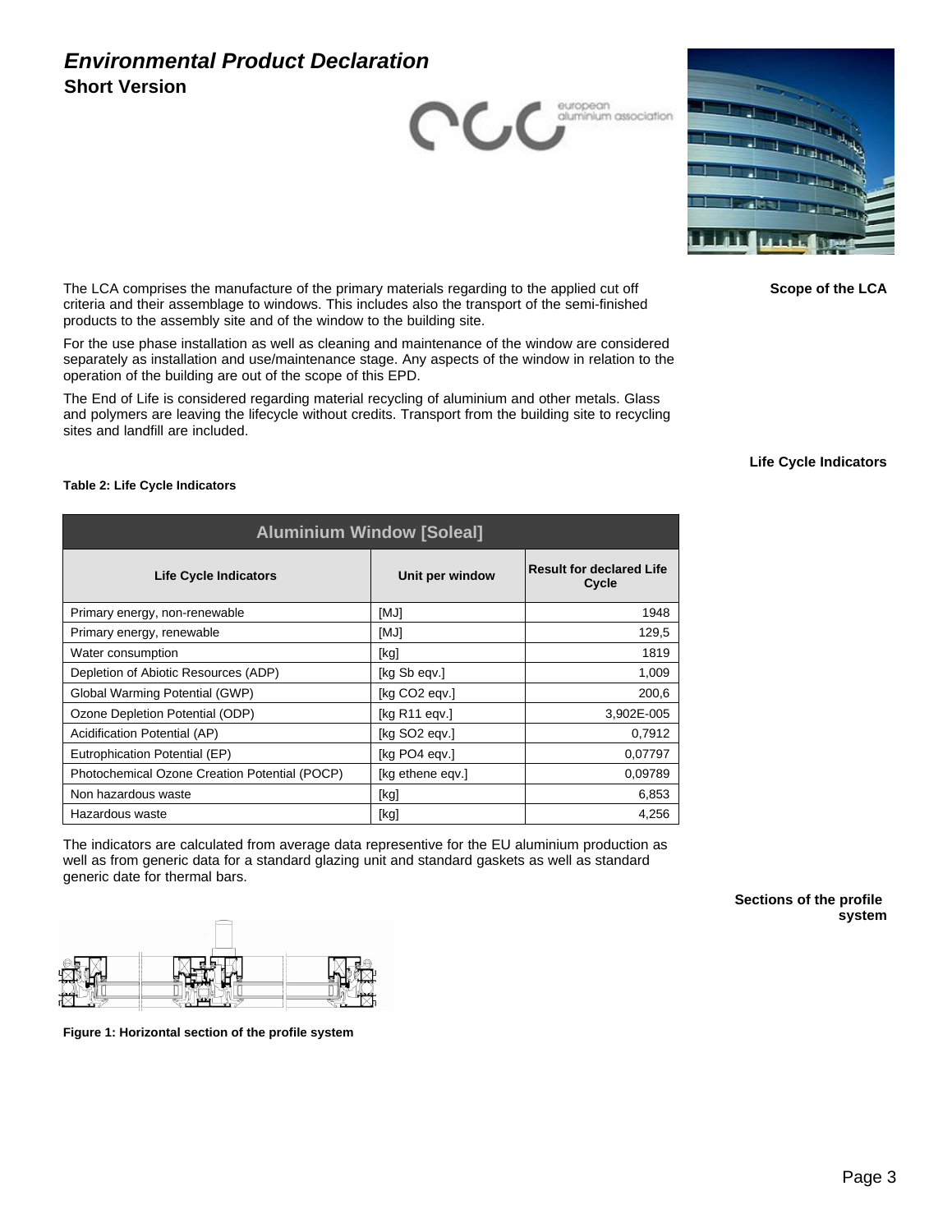# *Environmental Product Declaration*

## Short Version

### Scope of the LCA

The LCA comprises the manufacture of the primary materials regarding to the applied cut off criteria and their assemblage to windows. This includes also the transport of the semi-finished products to the assembly site and of the window to the building site.

For the use phase installation as well as cleaning and maintenance of the window are considered separately as installation and use/maintenance stage. Any aspects of the window in relation to the operation of the building are out of the scope of this EPD.

The End of Life is considered regarding material recycling of aluminium and other metals. Glass and polymers are leaving the lifecycle without credits. Transport from the building site to recycling sites and landfill are included.

### Life Cycle Indicators

**Table 2: Life Cycle Indicators**

| Aluminium Window [Soleal] | | |
|---|---|---|
| **Life Cycle Indicators** | **Unit per window** | **Result for declared Life Cycle** |
| Primary energy, non-renewable | [MJ] | 1948 |
| Primary energy, renewable | [MJ] | 129,5 |
| Water consumption | [kg] | 1819 |
| Depletion of Abiotic Resources (ADP) | [kg Sb eqv.] | 1,009 |
| Global Warming Potential (GWP) | [kg $CO_2$ eqv.] | 200,6 |
| Ozone Depletion Potential (ODP) | [kg R11 eqv.] | 3,902E-005 |
| Acidification Potential (AP) | [kg $SO_2$ eqv.] | 0,7912 |
| Eutrophication Potential (EP) | [kg $PO_4$ eqv.] | 0,07797 |
| Photochemical Ozone Creation Potential (POCP) | [kg ethene eqv.] | 0,09789 |
| Non hazardous waste | [kg] | 6,853 |
| Hazardous waste | [kg] | 4,256 |

The indicators are calculated from average data representive for the EU aluminium production as well as from generic data for a standard glazing unit and standard gaskets as well as standard generic date for thermal bars.

### Sections of the profile system

**Figure 1: Horizontal section of the profile system**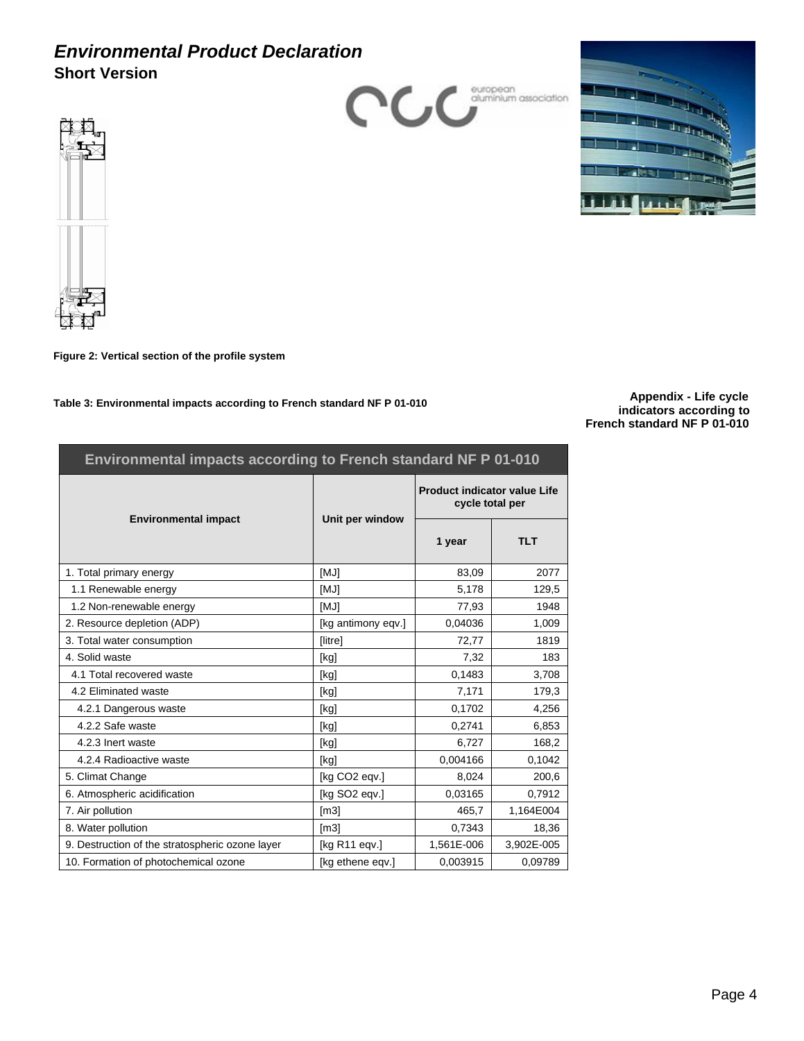# *Environmental Product Declaration*

## Short Version

european aluminium association

Figure 2: Vertical section of the profile system

**Table 3: Environmental impacts according to French standard NF P 01-010**

**Appendix - Life cycle indicators according to French standard NF P 01-010**

| Environmental impacts according to French standard NF P 01-010 | | | |
|---|---|---|---|
| **Environmental impact** | **Unit per window** | **Product indicator value Life cycle total per** | |
| | | **1 year** | **TLT** |
| 1. Total primary energy | [MJ] | 83,09 | 2077 |
| 1.1 Renewable energy | [MJ] | 5,178 | 129,5 |
| 1.2 Non-renewable energy | [MJ] | 77,93 | 1948 |
| 2. Resource depletion (ADP) | [kg antimony eqv.] | 0,04036 | 1,009 |
| 3. Total water consumption | [litre] | 72,77 | 1819 |
| 4. Solid waste | [kg] | 7,32 | 183 |
| 4.1 Total recovered waste | [kg] | 0,1483 | 3,708 |
| 4.2 Eliminated waste | [kg] | 7,171 | 179,3 |
| 4.2.1 Dangerous waste | [kg] | 0,1702 | 4,256 |
| 4.2.2 Safe waste | [kg] | 0,2741 | 6,853 |
| 4.2.3 Inert waste | [kg] | 6,727 | 168,2 |
| 4.2.4 Radioactive waste | [kg] | 0,004166 | 0,1042 |
| 5. Climat Change | [kg CO2 eqv.] | 8,024 | 200,6 |
| 6. Atmospheric acidification | [kg SO2 eqv.] | 0,03165 | 0,7912 |
| 7. Air pollution | [m3] | 465,7 | 1,164E004 |
| 8. Water pollution | [m3] | 0,7343 | 18,36 |
| 9. Destruction of the stratospheric ozone layer | [kg R11 eqv.] | 1,561E-006 | 3,902E-005 |
| 10. Formation of photochemical ozone | [kg ethene eqv.] | 0,003915 | 0,09789 |